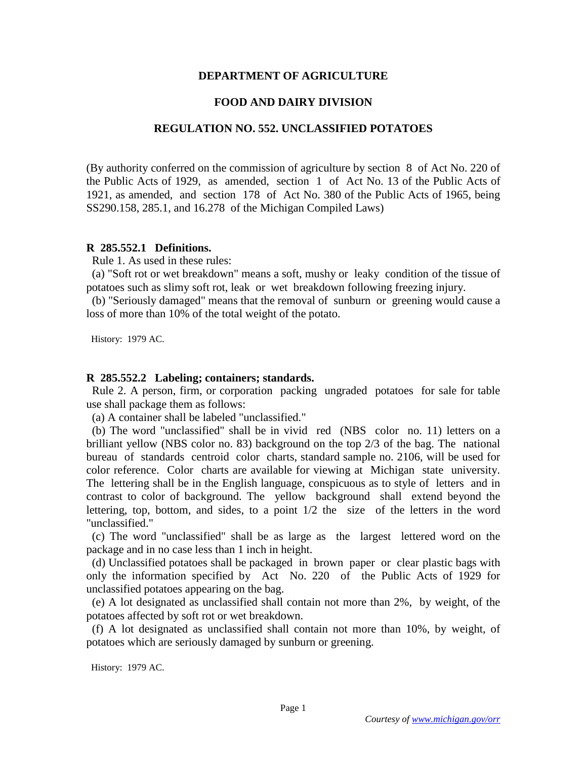# DEPARTMENT OF AGRICULTURE

## FOOD AND DAIRY DIVISION

## REGULATION NO. 552. UNCLASSIFIED POTATOES

(By authority conferred on the commission of agriculture by section 8 of Act No. 220 of the Public Acts of 1929, as amended, section 1 of Act No. 13 of the Public Acts of 1921, as amended, and section 178 of Act No. 380 of the Public Acts of 1965, being SS290.158, 285.1, and 16.278 of the Michigan Compiled Laws)

**R 285.552.1 Definitions.**

Rule 1. As used in these rules:

(a) "Soft rot or wet breakdown" means a soft, mushy or leaky condition of the tissue of potatoes such as slimy soft rot, leak or wet breakdown following freezing injury.

(b) "Seriously damaged" means that the removal of sunburn or greening would cause a loss of more than 10% of the total weight of the potato.

History: 1979 AC.

**R 285.552.2 Labeling; containers; standards.**

Rule 2. A person, firm, or corporation packing ungraded potatoes for sale for table use shall package them as follows:

(a) A container shall be labeled "unclassified."

(b) The word "unclassified" shall be in vivid red (NBS color no. 11) letters on a brilliant yellow (NBS color no. 83) background on the top 2/3 of the bag. The national bureau of standards centroid color charts, standard sample no. 2106, will be used for color reference. Color charts are available for viewing at Michigan state university. The lettering shall be in the English language, conspicuous as to style of letters and in contrast to color of background. The yellow background shall extend beyond the lettering, top, bottom, and sides, to a point 1/2 the size of the letters in the word "unclassified."

(c) The word "unclassified" shall be as large as the largest lettered word on the package and in no case less than 1 inch in height.

(d) Unclassified potatoes shall be packaged in brown paper or clear plastic bags with only the information specified by Act No. 220 of the Public Acts of 1929 for unclassified potatoes appearing on the bag.

(e) A lot designated as unclassified shall contain not more than 2%, by weight, of the potatoes affected by soft rot or wet breakdown.

(f) A lot designated as unclassified shall contain not more than 10%, by weight, of potatoes which are seriously damaged by sunburn or greening.

History: 1979 AC.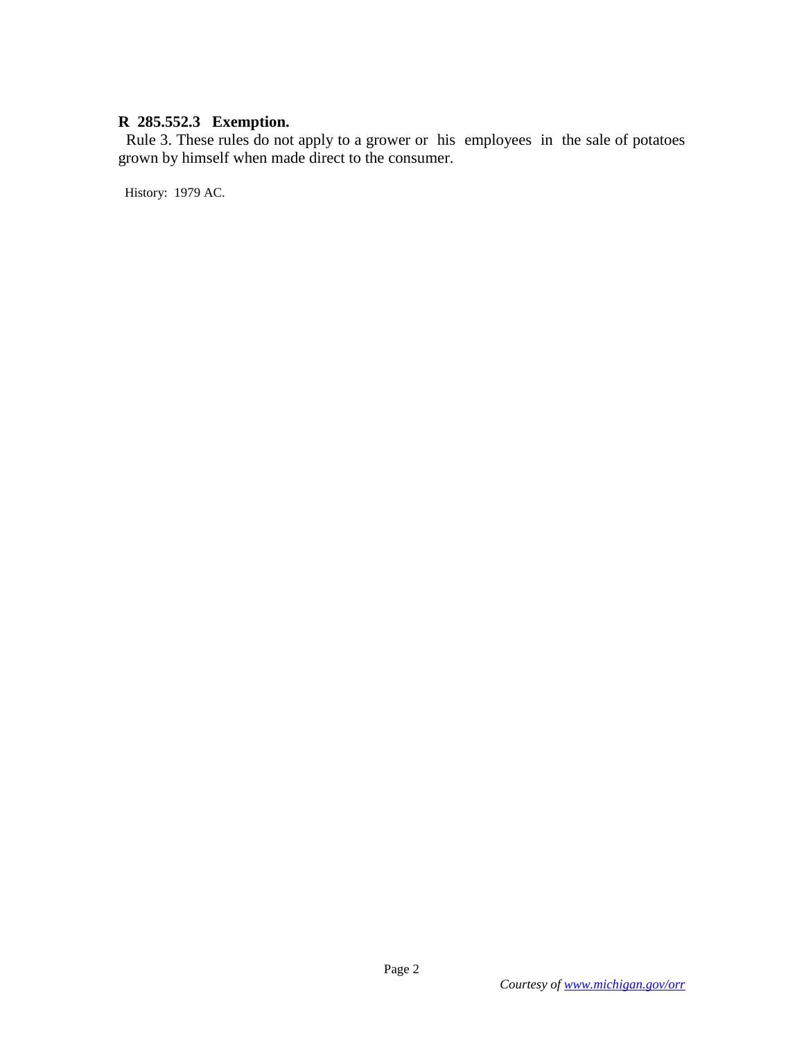**R 285.552.3 Exemption.**

Rule 3. These rules do not apply to a grower or his employees in the sale of potatoes grown by himself when made direct to the consumer.

History: 1979 AC.